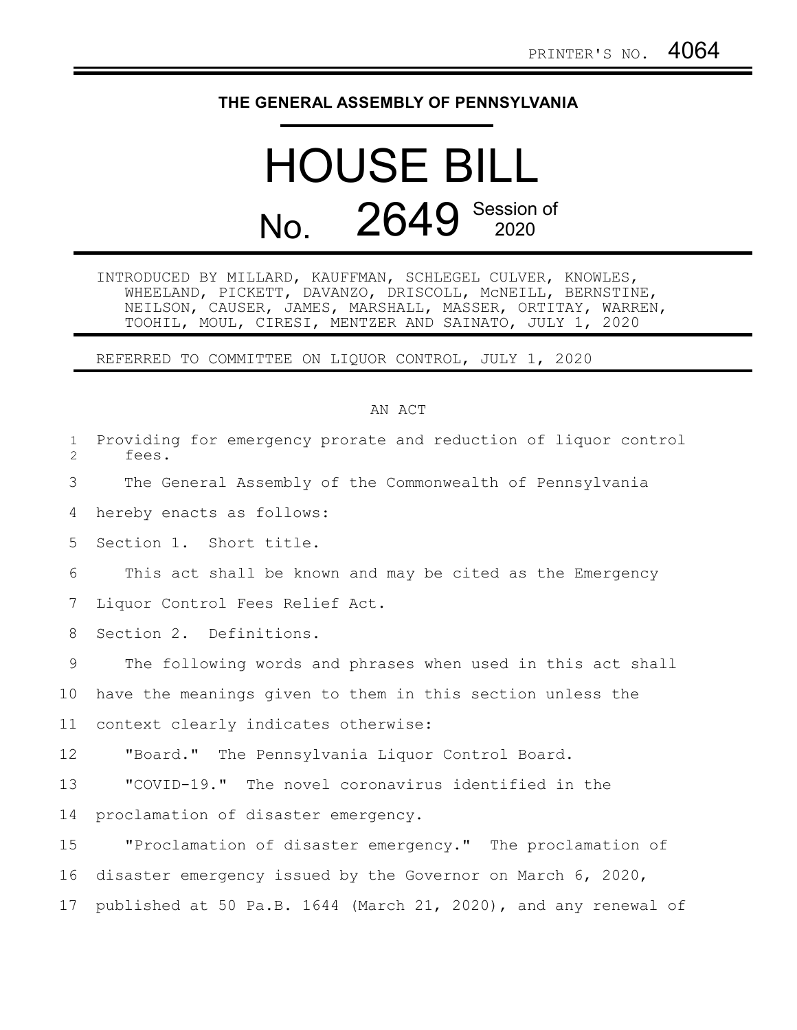PRINTER'S NO. 4064

**THE GENERAL ASSEMBLY OF PENNSYLVANIA**

# HOUSE BILL

## No. 2649 Session of 2020

INTRODUCED BY MILLARD, KAUFFMAN, SCHLEGEL CULVER, KNOWLES, WHEELAND, PICKETT, DAVANZO, DRISCOLL, McNEILL, BERNSTINE, NEILSON, CAUSER, JAMES, MARSHALL, MASSER, ORTITAY, WARREN, TOOHIL, MOUL, CIRESI, MENTZER AND SAINATO, JULY 1, 2020

REFERRED TO COMMITTEE ON LIQUOR CONTROL, JULY 1, 2020

AN ACT

Providing for emergency prorate and reduction of liquor control fees.

The General Assembly of the Commonwealth of Pennsylvania hereby enacts as follows:

Section 1. Short title.

This act shall be known and may be cited as the Emergency Liquor Control Fees Relief Act.

Section 2. Definitions.

The following words and phrases when used in this act shall have the meanings given to them in this section unless the context clearly indicates otherwise:

"Board." The Pennsylvania Liquor Control Board.

"COVID-19." The novel coronavirus identified in the proclamation of disaster emergency.

"Proclamation of disaster emergency." The proclamation of disaster emergency issued by the Governor on March 6, 2020, published at 50 Pa.B. 1644 (March 21, 2020), and any renewal of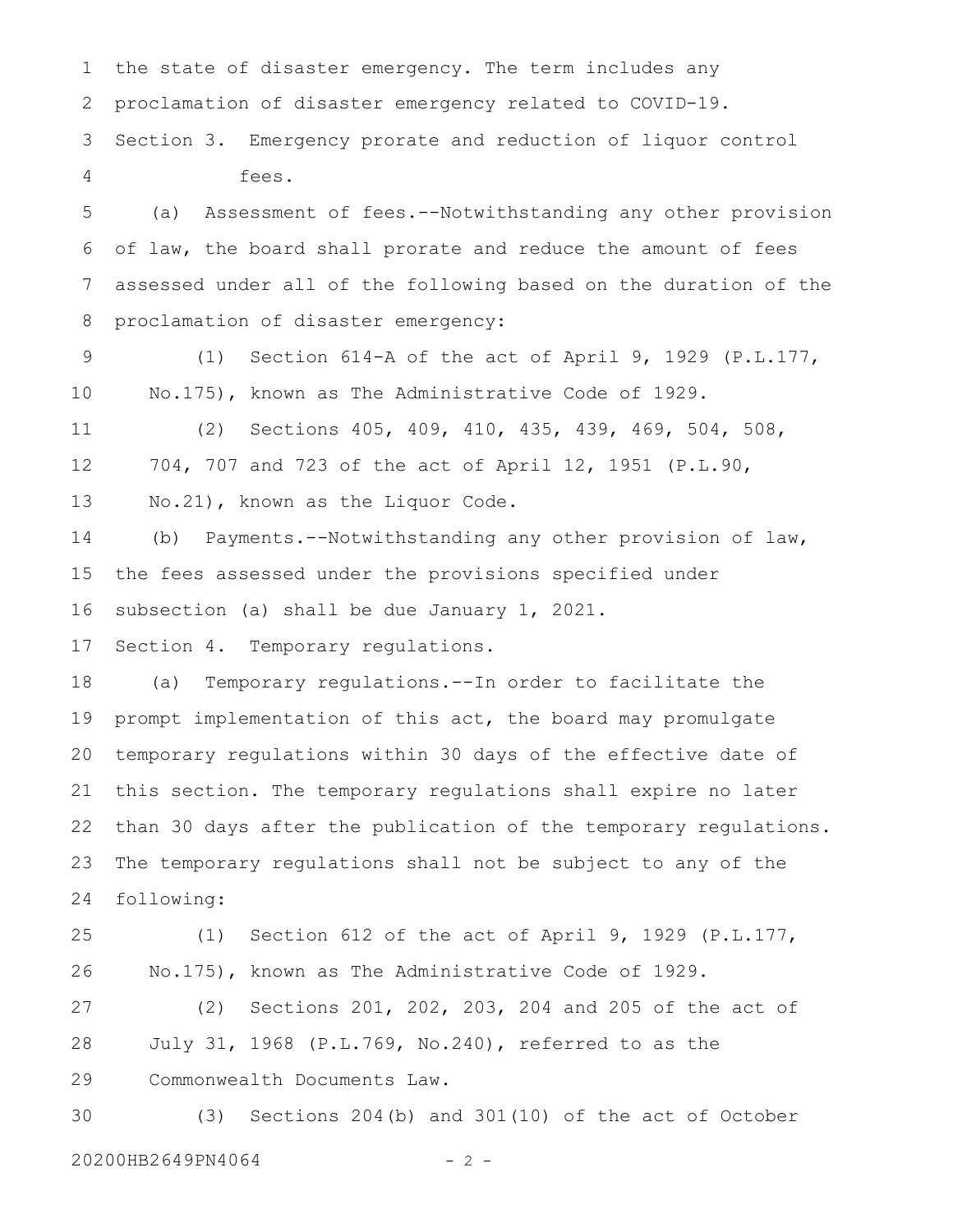the state of disaster emergency. The term includes any proclamation of disaster emergency related to COVID-19.

Section 3. Emergency prorate and reduction of liquor control fees.

(a) Assessment of fees.--Notwithstanding any other provision of law, the board shall prorate and reduce the amount of fees assessed under all of the following based on the duration of the proclamation of disaster emergency:

(1) Section 614-A of the act of April 9, 1929 (P.L.177, No.175), known as The Administrative Code of 1929.

(2) Sections 405, 409, 410, 435, 439, 469, 504, 508, 704, 707 and 723 of the act of April 12, 1951 (P.L.90, No.21), known as the Liquor Code.

(b) Payments.--Notwithstanding any other provision of law, the fees assessed under the provisions specified under subsection (a) shall be due January 1, 2021.

Section 4. Temporary regulations.

(a) Temporary regulations.--In order to facilitate the prompt implementation of this act, the board may promulgate temporary regulations within 30 days of the effective date of this section. The temporary regulations shall expire no later than 30 days after the publication of the temporary regulations. The temporary regulations shall not be subject to any of the following:

(1) Section 612 of the act of April 9, 1929 (P.L.177, No.175), known as The Administrative Code of 1929.

(2) Sections 201, 202, 203, 204 and 205 of the act of July 31, 1968 (P.L.769, No.240), referred to as the Commonwealth Documents Law.

(3) Sections 204(b) and 301(10) of the act of October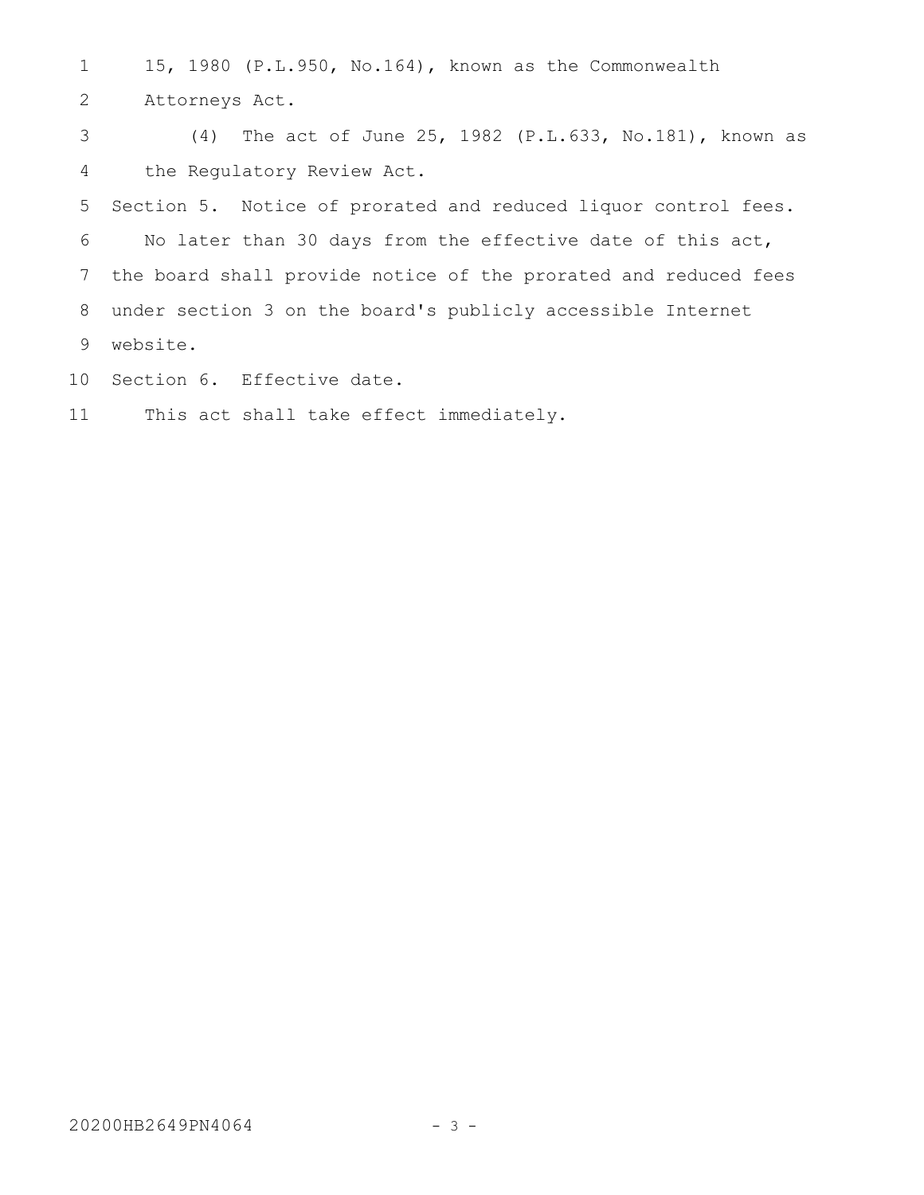15, 1980 (P.L.950, No.164), known as the Commonwealth Attorneys Act.

(4) The act of June 25, 1982 (P.L.633, No.181), known as the Regulatory Review Act.

Section 5. Notice of prorated and reduced liquor control fees.

No later than 30 days from the effective date of this act, the board shall provide notice of the prorated and reduced fees under section 3 on the board's publicly accessible Internet website.

Section 6. Effective date.

This act shall take effect immediately.